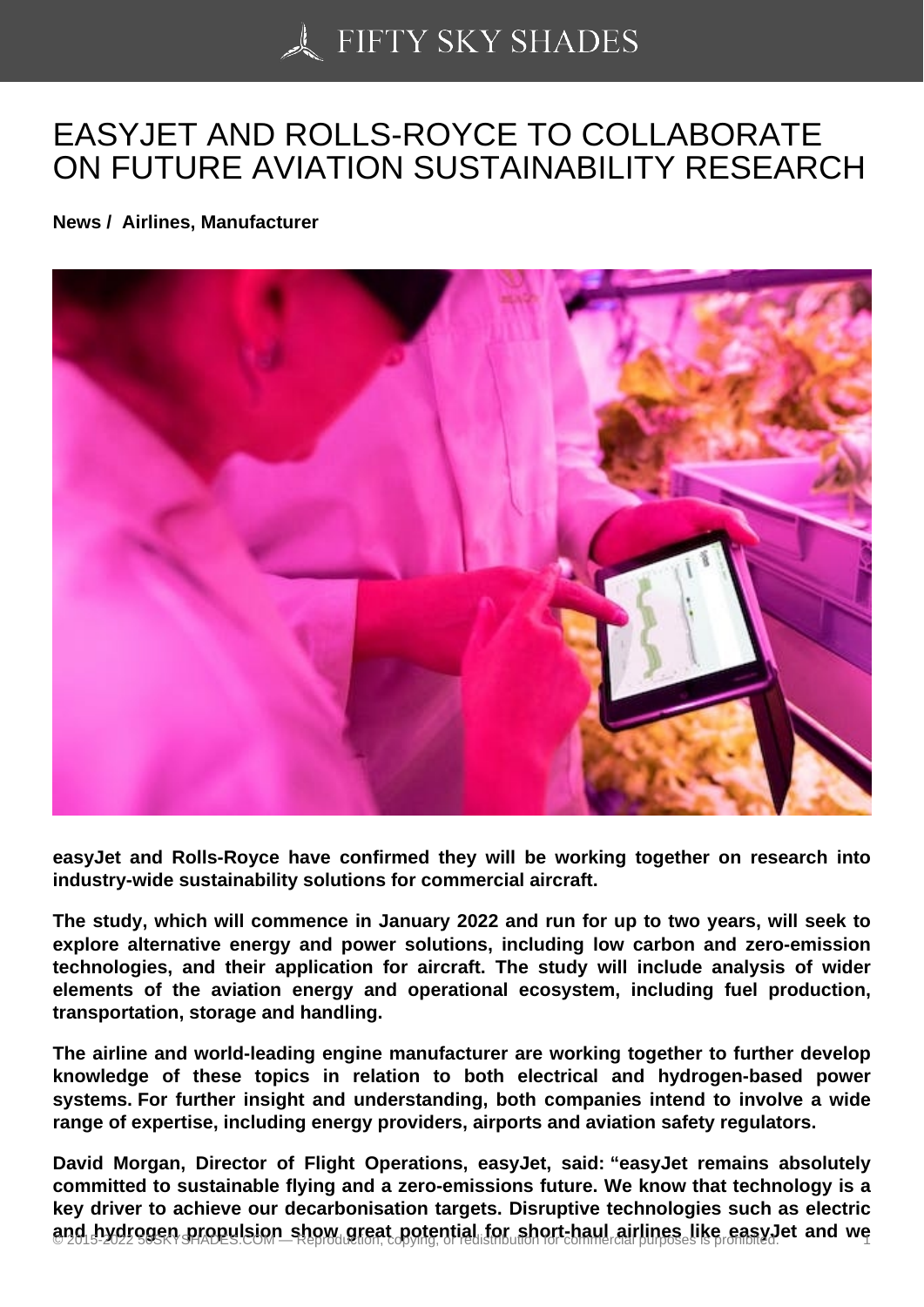# EASYJET AND ROLLS-ROYCE TO COLLABORATE ON FUTURE AVIATION SUSTAINABILITY RESEARCH

**News / Airlines, Manufacturer**

**easyJet and Rolls-Royce have confirmed they will be working together on research into industry-wide sustainability solutions for commercial aircraft.**

**The study, which will commence in January 2022 and run for up to two years, will seek to explore alternative energy and power solutions, including low carbon and zero-emission technologies, and their application for aircraft. The study will include analysis of wider elements of the aviation energy and operational ecosystem, including fuel production, transportation, storage and handling.**

**The airline and world-leading engine manufacturer are working together to further develop knowledge of these topics in relation to both electrical and hydrogen-based power systems. For further insight and understanding, both companies intend to involve a wide range of expertise, including energy providers, airports and aviation safety regulators.**

**David Morgan, Director of Flight Operations, easyJet, said: "easyJet remains absolutely committed to sustainable flying and a zero-emissions future. We know that technology is a key driver to achieve our decarbonisation targets. Disruptive technologies such as electric and hydrogen propulsion show great potential for short-haul airlines like easyJet and we**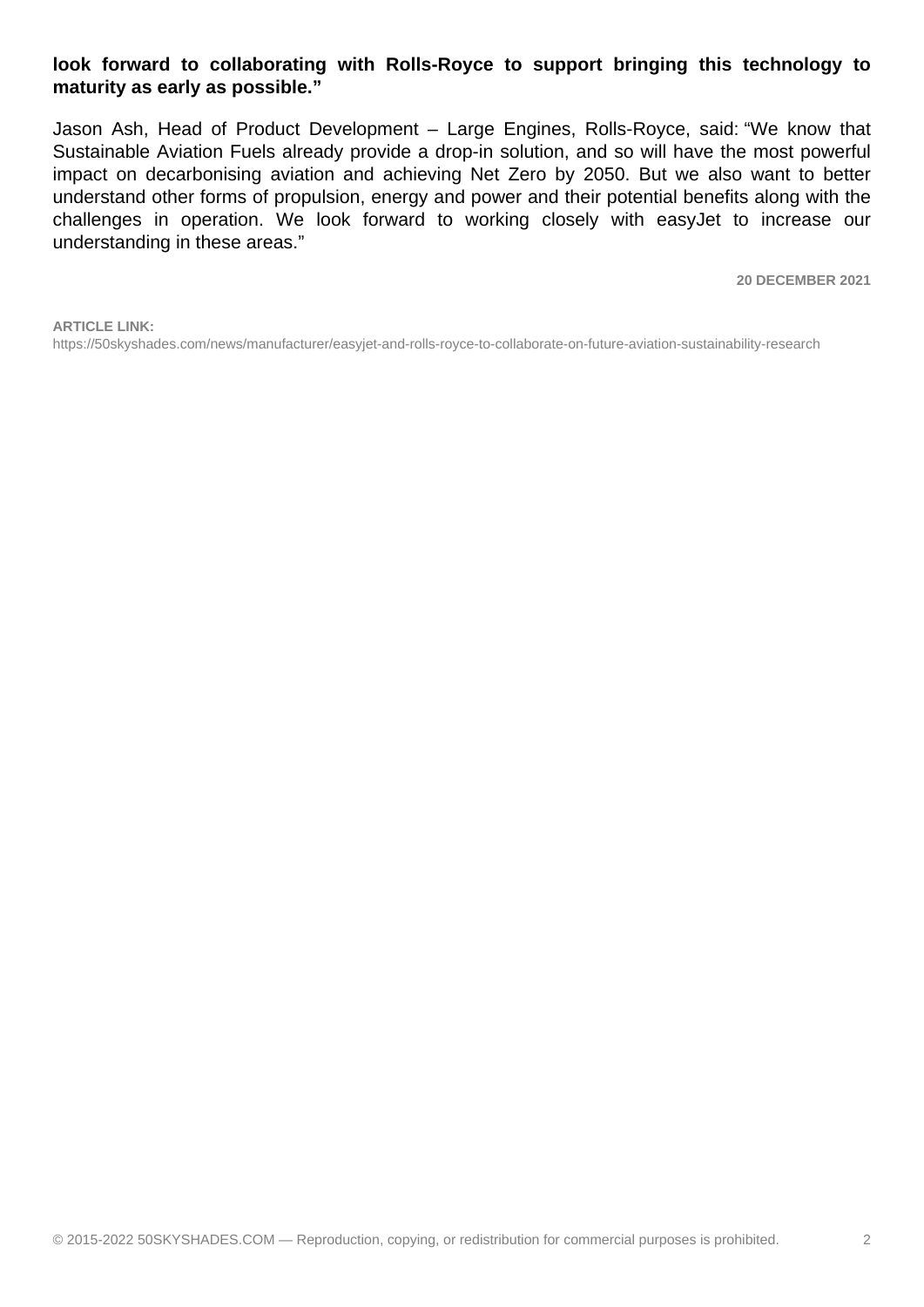**look forward to collaborating with Rolls-Royce to support bringing this technology to maturity as early as possible."**

Jason Ash, Head of Product Development – Large Engines, Rolls-Royce, said: "We know that Sustainable Aviation Fuels already provide a drop-in solution, and so will have the most powerful impact on decarbonising aviation and achieving Net Zero by 2050. But we also want to better understand other forms of propulsion, energy and power and their potential benefits along with the challenges in operation. We look forward to working closely with easyJet to increase our understanding in these areas."

**20 DECEMBER 2021**

**ARTICLE LINK:**
https://50skyshades.com/news/manufacturer/easyjet-and-rolls-royce-to-collaborate-on-future-aviation-sustainability-research